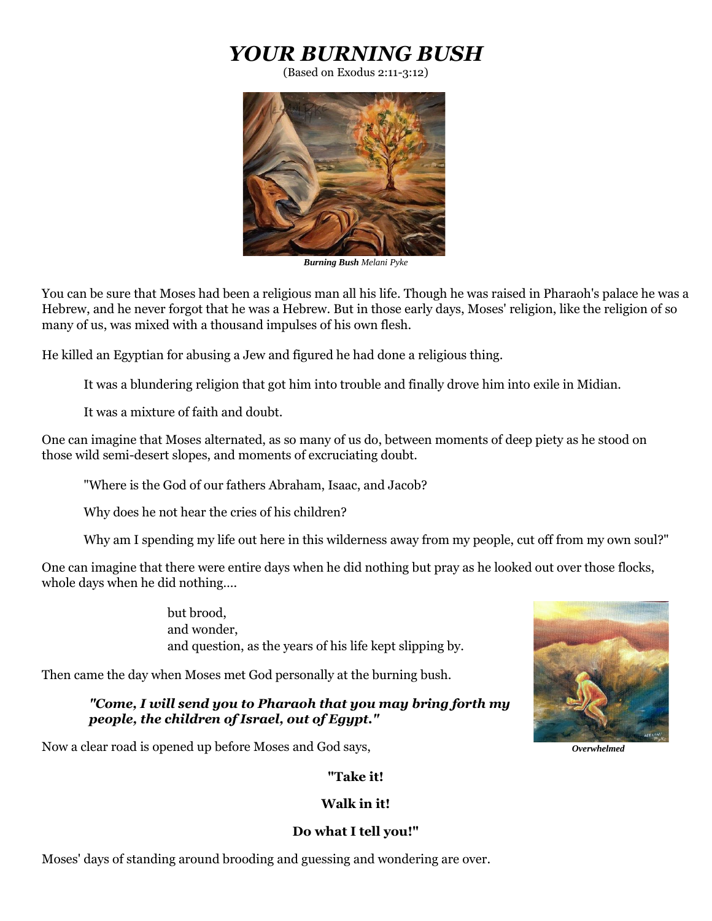# *YOUR BURNING BUSH*

(Based on Exodus 2:11-3:12)

***Burning Bush*** *Melani Pyke*

You can be sure that Moses had been a religious man all his life. Though he was raised in Pharaoh's palace he was a Hebrew, and he never forgot that he was a Hebrew. But in those early days, Moses' religion, like the religion of so many of us, was mixed with a thousand impulses of his own flesh.

He killed an Egyptian for abusing a Jew and figured he had done a religious thing.

> It was a blundering religion that got him into trouble and finally drove him into exile in Midian.
>
> It was a mixture of faith and doubt.

One can imagine that Moses alternated, as so many of us do, between moments of deep piety as he stood on those wild semi-desert slopes, and moments of excruciating doubt.

> "Where is the God of our fathers Abraham, Isaac, and Jacob?
>
> Why does he not hear the cries of his children?
>
> Why am I spending my life out here in this wilderness away from my people, cut off from my own soul?"

One can imagine that there were entire days when he did nothing but pray as he looked out over those flocks, whole days when he did nothing....

> but brood,
> and wonder,
> and question, as the years of his life kept slipping by.

***Overwhelmed***

Then came the day when Moses met God personally at the burning bush.

> ***"Come, I will send you to Pharaoh that you may bring forth my people, the children of Israel, out of Egypt."***

Now a clear road is opened up before Moses and God says,

**"Take it!**

**Walk in it!**

**Do what I tell you!"**

Moses' days of standing around brooding and guessing and wondering are over.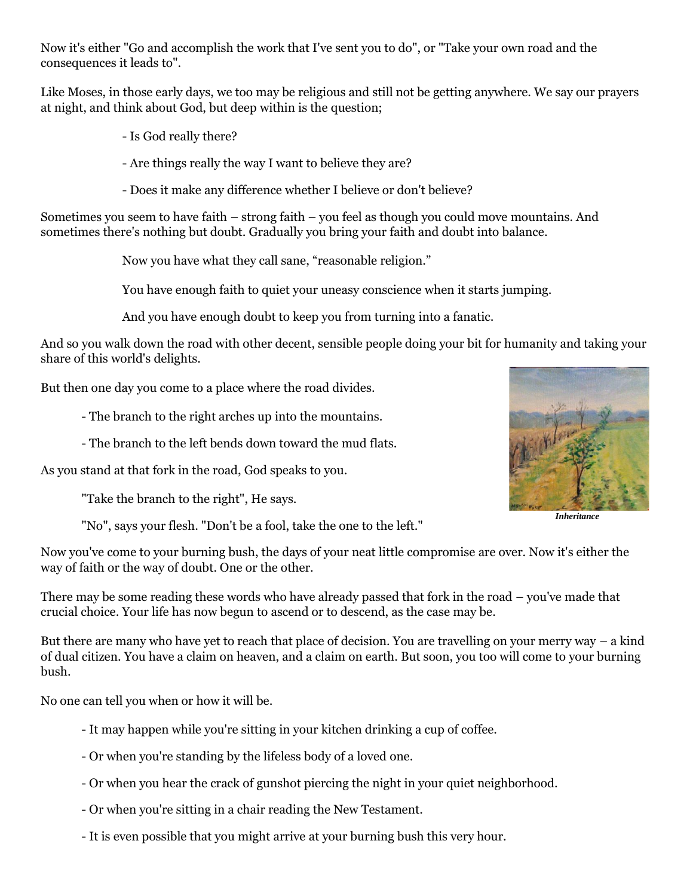Now it's either "Go and accomplish the work that I've sent you to do", or "Take your own road and the consequences it leads to".

Like Moses, in those early days, we too may be religious and still not be getting anywhere. We say our prayers at night, and think about God, but deep within is the question;

- Is God really there?
- Are things really the way I want to believe they are?
- Does it make any difference whether I believe or don't believe?

Sometimes you seem to have faith – strong faith – you feel as though you could move mountains. And sometimes there's nothing but doubt. Gradually you bring your faith and doubt into balance.

> Now you have what they call sane, "reasonable religion."
>
> You have enough faith to quiet your uneasy conscience when it starts jumping.
>
> And you have enough doubt to keep you from turning into a fanatic.

And so you walk down the road with other decent, sensible people doing your bit for humanity and taking your share of this world's delights.

But then one day you come to a place where the road divides.

- The branch to the right arches up into the mountains.
- The branch to the left bends down toward the mud flats.

As you stand at that fork in the road, God speaks to you.

> "Take the branch to the right", He says.
>
> "No", says your flesh. "Don't be a fool, take the one to the left."

***Inheritance***

Now you've come to your burning bush, the days of your neat little compromise are over. Now it's either the way of faith or the way of doubt. One or the other.

There may be some reading these words who have already passed that fork in the road – you've made that crucial choice. Your life has now begun to ascend or to descend, as the case may be.

But there are many who have yet to reach that place of decision. You are travelling on your merry way – a kind of dual citizen. You have a claim on heaven, and a claim on earth. But soon, you too will come to your burning bush.

No one can tell you when or how it will be.

- It may happen while you're sitting in your kitchen drinking a cup of coffee.
- Or when you're standing by the lifeless body of a loved one.
- Or when you hear the crack of gunshot piercing the night in your quiet neighborhood.
- Or when you're sitting in a chair reading the New Testament.
- It is even possible that you might arrive at your burning bush this very hour.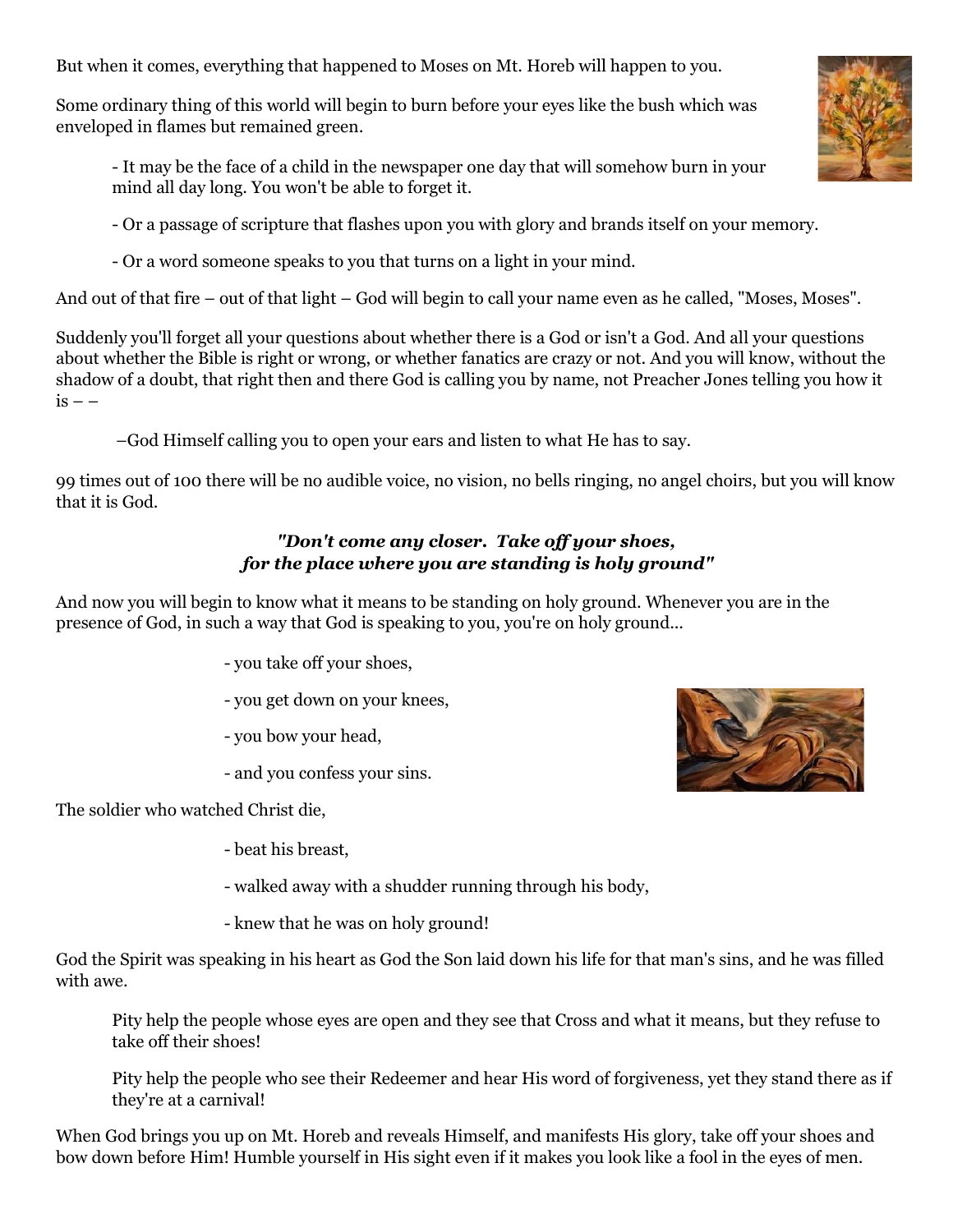But when it comes, everything that happened to Moses on Mt. Horeb will happen to you.

Some ordinary thing of this world will begin to burn before your eyes like the bush which was enveloped in flames but remained green.

- It may be the face of a child in the newspaper one day that will somehow burn in your mind all day long. You won't be able to forget it.

- Or a passage of scripture that flashes upon you with glory and brands itself on your memory.

- Or a word someone speaks to you that turns on a light in your mind.

And out of that fire – out of that light – God will begin to call your name even as he called, "Moses, Moses".

Suddenly you'll forget all your questions about whether there is a God or isn't a God. And all your questions about whether the Bible is right or wrong, or whether fanatics are crazy or not. And you will know, without the shadow of a doubt, that right then and there God is calling you by name, not Preacher Jones telling you how it is – –

–God Himself calling you to open your ears and listen to what He has to say.

99 times out of 100 there will be no audible voice, no vision, no bells ringing, no angel choirs, but you will know that it is God.

***"Don't come any closer. Take off your shoes, for the place where you are standing is holy ground"***

And now you will begin to know what it means to be standing on holy ground. Whenever you are in the presence of God, in such a way that God is speaking to you, you're on holy ground...

- you take off your shoes,
- you get down on your knees,
- you bow your head,
- and you confess your sins.

The soldier who watched Christ die,

- beat his breast,
- walked away with a shudder running through his body,
- knew that he was on holy ground!

God the Spirit was speaking in his heart as God the Son laid down his life for that man's sins, and he was filled with awe.

Pity help the people whose eyes are open and they see that Cross and what it means, but they refuse to take off their shoes!

Pity help the people who see their Redeemer and hear His word of forgiveness, yet they stand there as if they're at a carnival!

When God brings you up on Mt. Horeb and reveals Himself, and manifests His glory, take off your shoes and bow down before Him! Humble yourself in His sight even if it makes you look like a fool in the eyes of men.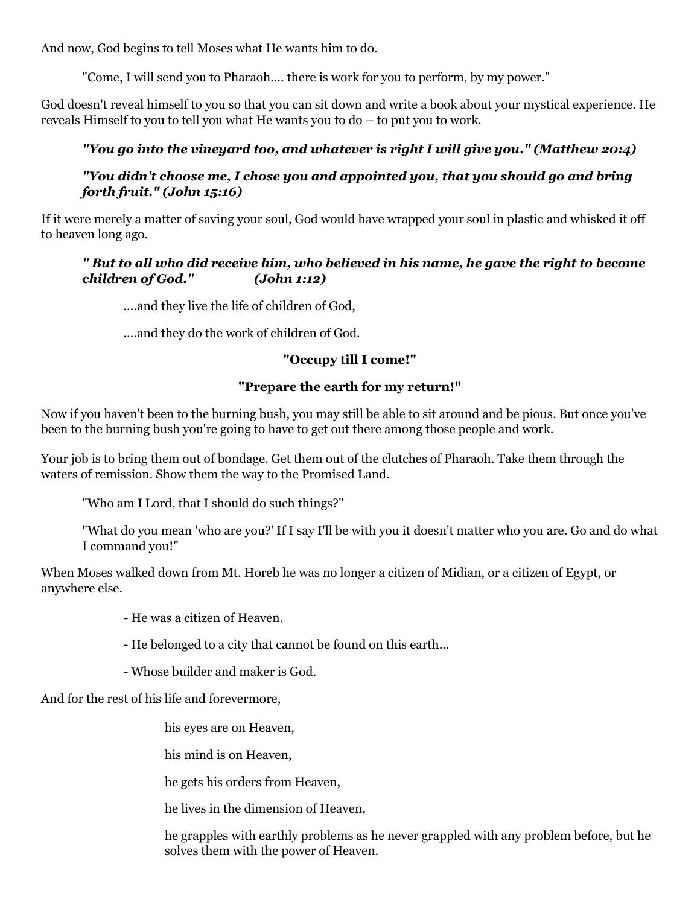And now, God begins to tell Moses what He wants him to do.

> "Come, I will send you to Pharaoh.... there is work for you to perform, by my power."

God doesn't reveal himself to you so that you can sit down and write a book about your mystical experience. He reveals Himself to you to tell you what He wants you to do – to put you to work.

> ***"You go into the vineyard too, and whatever is right I will give you." (Matthew 20:4)***
>
> ***"You didn't choose me, I chose you and appointed you, that you should go and bring forth fruit." (John 15:16)***

If it were merely a matter of saving your soul, God would have wrapped your soul in plastic and whisked it off to heaven long ago.

> ***" But to all who did receive him, who believed in his name, he gave the right to become children of God." (John 1:12)***
>
> ....and they live the life of children of God,
>
> ....and they do the work of children of God.

**"Occupy till I come!"**

**"Prepare the earth for my return!"**

Now if you haven't been to the burning bush, you may still be able to sit around and be pious. But once you've been to the burning bush you're going to have to get out there among those people and work.

Your job is to bring them out of bondage. Get them out of the clutches of Pharaoh. Take them through the waters of remission. Show them the way to the Promised Land.

> "Who am I Lord, that I should do such things?"
>
> "What do you mean 'who are you?' If I say I'll be with you it doesn't matter who you are. Go and do what I command you!"

When Moses walked down from Mt. Horeb he was no longer a citizen of Midian, or a citizen of Egypt, or anywhere else.

- He was a citizen of Heaven.
- He belonged to a city that cannot be found on this earth...
- Whose builder and maker is God.

And for the rest of his life and forevermore,

> his eyes are on Heaven,
>
> his mind is on Heaven,
>
> he gets his orders from Heaven,
>
> he lives in the dimension of Heaven,
>
> he grapples with earthly problems as he never grappled with any problem before, but he solves them with the power of Heaven.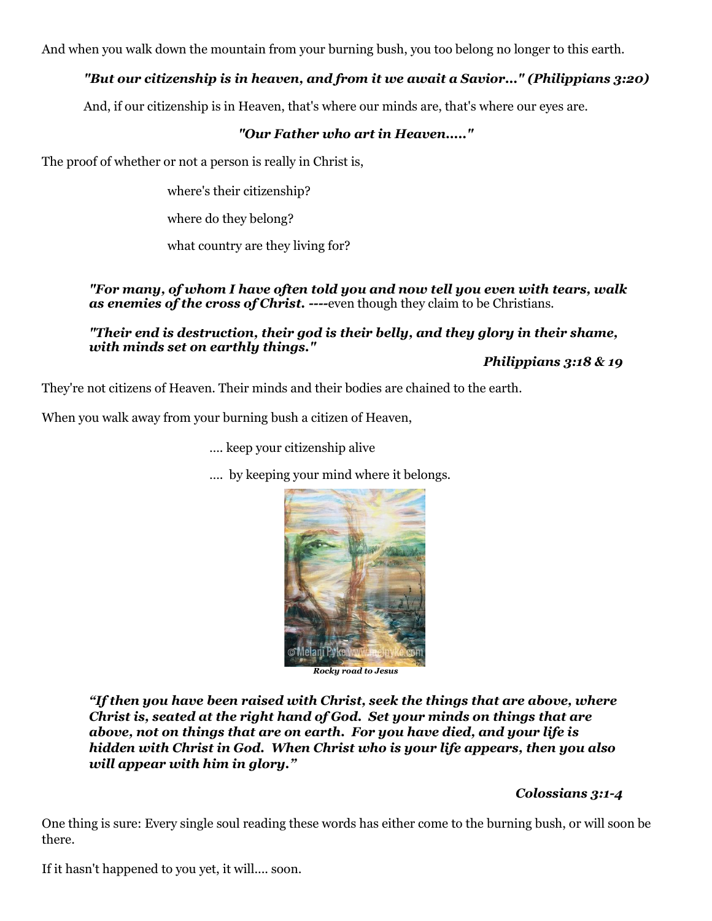And when you walk down the mountain from your burning bush, you too belong no longer to this earth.

> ***"But our citizenship is in heaven, and from it we await a Savior…" (Philippians 3:20)***

And, if our citizenship is in Heaven, that's where our minds are, that's where our eyes are.

***"Our Father who art in Heaven….."***

The proof of whether or not a person is really in Christ is,

where's their citizenship?

where do they belong?

what country are they living for?

> ***"For many, of whom I have often told you and now tell you even with tears, walk as enemies of the cross of Christ. ----***even though they claim to be Christians.
>
> ***"Their end is destruction, their god is their belly, and they glory in their shame, with minds set on earthly things."***
>
> ***Philippians 3:18 & 19***

They're not citizens of Heaven. Their minds and their bodies are chained to the earth.

When you walk away from your burning bush a citizen of Heaven,

…. keep your citizenship alive

…. by keeping your mind where it belongs.

***Rocky road to Jesus***

> ***"If then you have been raised with Christ, seek the things that are above, where Christ is, seated at the right hand of God. Set your minds on things that are above, not on things that are on earth. For you have died, and your life is hidden with Christ in God. When Christ who is your life appears, then you also will appear with him in glory."***
>
> ***Colossians 3:1-4***

One thing is sure: Every single soul reading these words has either come to the burning bush, or will soon be there.

If it hasn't happened to you yet, it will…. soon.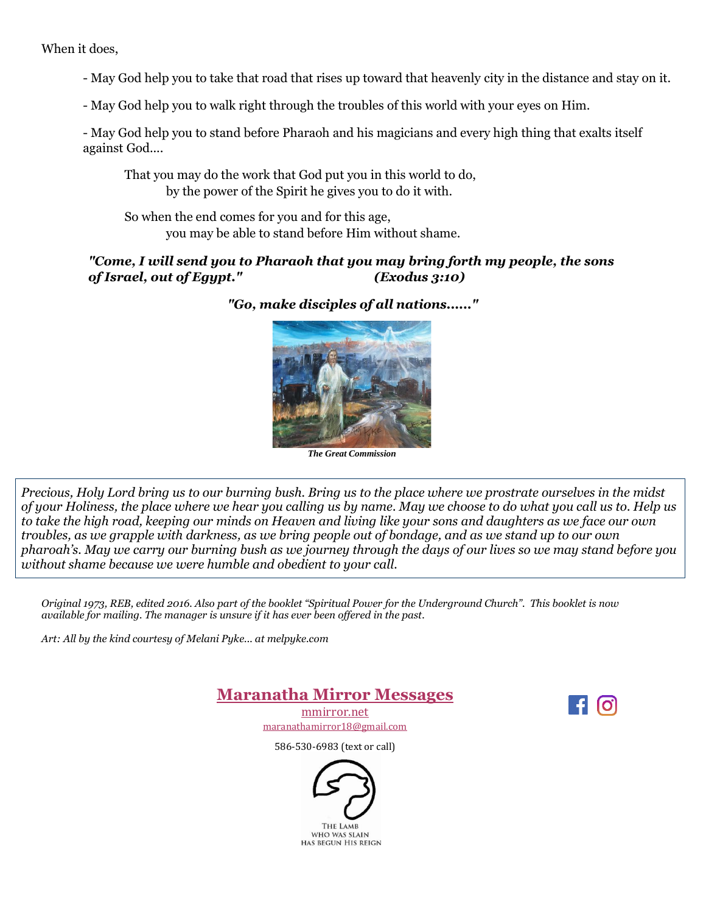When it does,

- May God help you to take that road that rises up toward that heavenly city in the distance and stay on it.

- May God help you to walk right through the troubles of this world with your eyes on Him.

- May God help you to stand before Pharaoh and his magicians and every high thing that exalts itself against God....

That you may do the work that God put you in this world to do,
by the power of the Spirit he gives you to do it with.

So when the end comes for you and for this age,
you may be able to stand before Him without shame.

***"Come, I will send you to Pharaoh that you may bring forth my people, the sons of Israel, out of Egypt." (Exodus 3:10)***

***"Go, make disciples of all nations......"***

***The Great Commission***

*Precious, Holy Lord bring us to our burning bush. Bring us to the place where we prostrate ourselves in the midst of your Holiness, the place where we hear you calling us by name. May we choose to do what you call us to. Help us to take the high road, keeping our minds on Heaven and living like your sons and daughters as we face our own troubles, as we grapple with darkness, as we bring people out of bondage, and as we stand up to our own pharoah's. May we carry our burning bush as we journey through the days of our lives so we may stand before you without shame because we were humble and obedient to your call.*

*Original 1973, REB, edited 2016. Also part of the booklet "Spiritual Power for the Underground Church". This booklet is now available for mailing. The manager is unsure if it has ever been offered in the past.*

*Art: All by the kind courtesy of Melani Pyke... at melpyke.com*

**Maranatha Mirror Messages**

mmirror.net

maranathamirror18@gmail.com

586-530-6983 (text or call)

THE LAMB
WHO WAS SLAIN
HAS BEGUN HIS REIGN